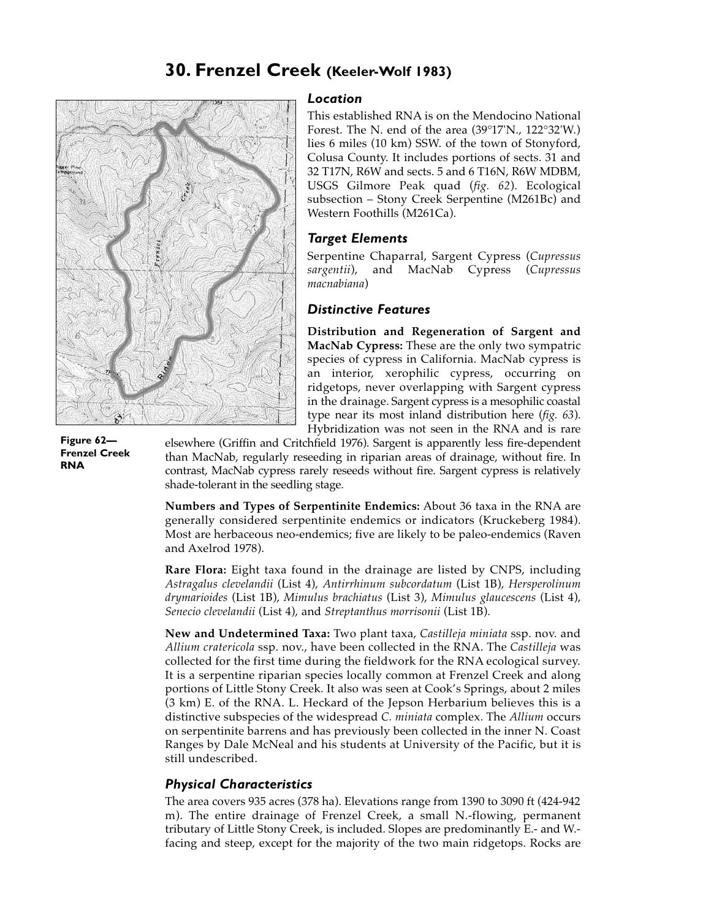# 30. Frenzel Creek (Keeler-Wolf 1983)

Figure 62—Frenzel Creek RNA

## Location

This established RNA is on the Mendocino National Forest. The N. end of the area (39°17'N., 122°32'W.) lies 6 miles (10 km) SSW. of the town of Stonyford, Colusa County. It includes portions of sects. 31 and 32 T17N, R6W and sects. 5 and 6 T16N, R6W MDBM, USGS Gilmore Peak quad (*fig. 62*). Ecological subsection – Stony Creek Serpentine (M261Bc) and Western Foothills (M261Ca).

## Target Elements

Serpentine Chaparral, Sargent Cypress (*Cupressus sargentii*), and MacNab Cypress (*Cupressus macnabiana*)

## Distinctive Features

**Distribution and Regeneration of Sargent and MacNab Cypress:** These are the only two sympatric species of cypress in California. MacNab cypress is an interior, xerophilic cypress, occurring on ridgetops, never overlapping with Sargent cypress in the drainage. Sargent cypress is a mesophilic coastal type near its most inland distribution here (*fig. 63*). Hybridization was not seen in the RNA and is rare elsewhere (Griffin and Critchfield 1976). Sargent is apparently less fire-dependent than MacNab, regularly reseeding in riparian areas of drainage, without fire. In contrast, MacNab cypress rarely reseeds without fire. Sargent cypress is relatively shade-tolerant in the seedling stage.

**Numbers and Types of Serpentinite Endemics:** About 36 taxa in the RNA are generally considered serpentinite endemics or indicators (Kruckeberg 1984). Most are herbaceous neo-endemics; five are likely to be paleo-endemics (Raven and Axelrod 1978).

**Rare Flora:** Eight taxa found in the drainage are listed by CNPS, including *Astragalus clevelandii* (List 4), *Antirrhinum subcordatum* (List 1B), *Hersperolinum drymarioides* (List 1B), *Mimulus brachiatus* (List 3), *Mimulus glaucescens* (List 4), *Senecio clevelandii* (List 4), and *Streptanthus morrisonii* (List 1B).

**New and Undetermined Taxa:** Two plant taxa, *Castilleja miniata* ssp. nov. and *Allium cratericola* ssp. nov., have been collected in the RNA. The *Castilleja* was collected for the first time during the fieldwork for the RNA ecological survey. It is a serpentine riparian species locally common at Frenzel Creek and along portions of Little Stony Creek. It also was seen at Cook's Springs, about 2 miles (3 km) E. of the RNA. L. Heckard of the Jepson Herbarium believes this is a distinctive subspecies of the widespread *C. miniata* complex. The *Allium* occurs on serpentinite barrens and has previously been collected in the inner N. Coast Ranges by Dale McNeal and his students at University of the Pacific, but it is still undescribed.

## Physical Characteristics

The area covers 935 acres (378 ha). Elevations range from 1390 to 3090 ft (424-942 m). The entire drainage of Frenzel Creek, a small N.-flowing, permanent tributary of Little Stony Creek, is included. Slopes are predominantly E.- and W.-facing and steep, except for the majority of the two main ridgetops. Rocks are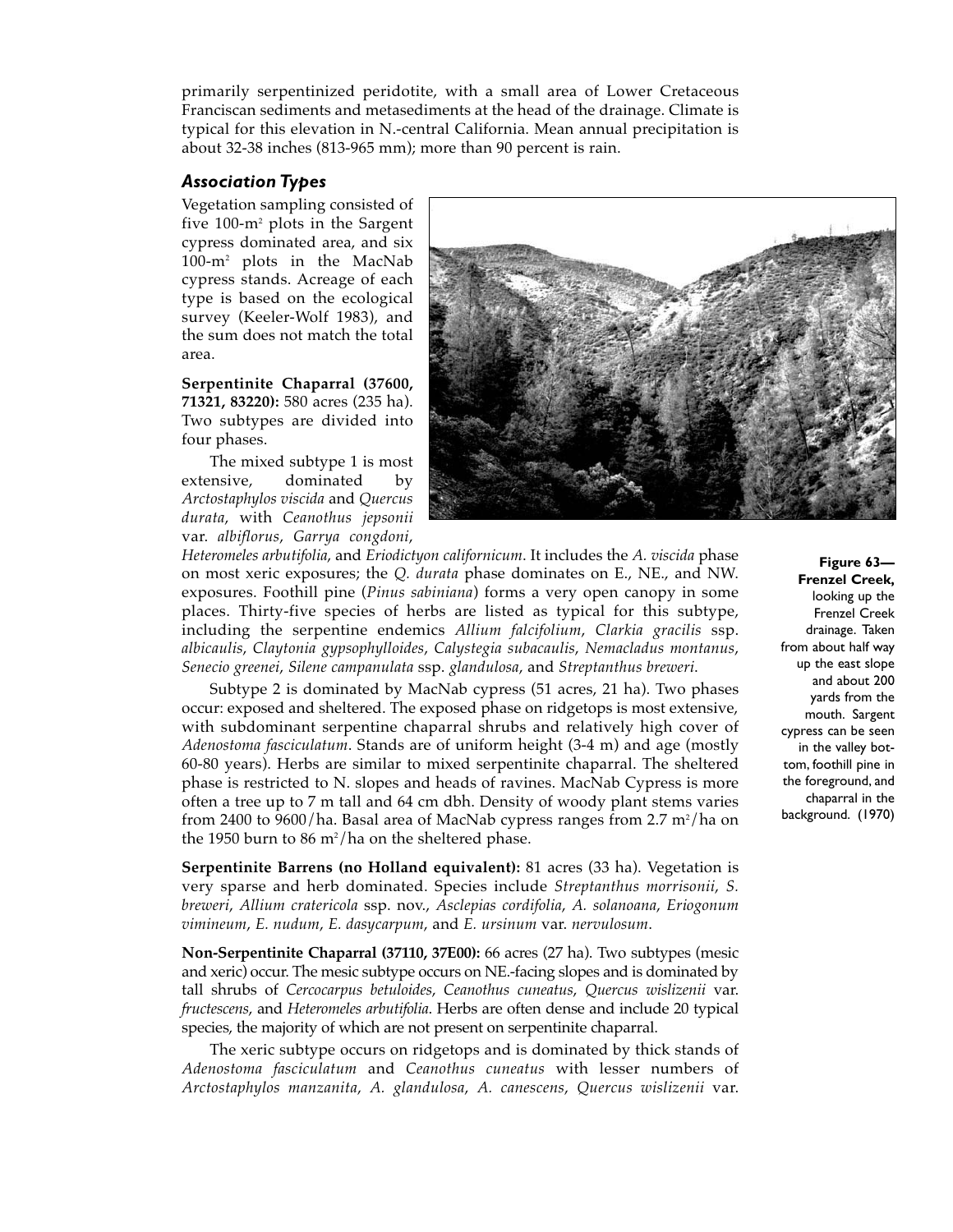primarily serpentinized peridotite, with a small area of Lower Cretaceous Franciscan sediments and metasediments at the head of the drainage. Climate is typical for this elevation in N.-central California. Mean annual precipitation is about 32-38 inches (813-965 mm); more than 90 percent is rain.

### *Association Types*

Vegetation sampling consisted of five 100-m$^2$ plots in the Sargent cypress dominated area, and six 100-m$^2$ plots in the MacNab cypress stands. Acreage of each type is based on the ecological survey (Keeler-Wolf 1983), and the sum does not match the total area.

**Serpentinite Chaparral (37600, 71321, 83220):** 580 acres (235 ha). Two subtypes are divided into four phases.

The mixed subtype 1 is most extensive, dominated by *Arctostaphylos viscida* and *Quercus durata*, with *Ceanothus jepsonii* var. *albiflorus*, *Garrya congdoni*, *Heteromeles arbutifolia*, and *Eriodictyon californicum*. It includes the *A. viscida* phase on most xeric exposures; the *Q. durata* phase dominates on E., NE., and NW. exposures. Foothill pine (*Pinus sabiniana*) forms a very open canopy in some places. Thirty-five species of herbs are listed as typical for this subtype, including the serpentine endemics *Allium falcifolium*, *Clarkia gracilis* ssp. *albicaulis*, *Claytonia gypsophylloides*, *Calystegia subacaulis*, *Nemacladus montanus*, *Senecio greenei*, *Silene campanulata* ssp. *glandulosa*, and *Streptanthus breweri*.

**Figure 63—Frenzel Creek,** looking up the Frenzel Creek drainage. Taken from about half way up the east slope and about 200 yards from the mouth. Sargent cypress can be seen in the valley bottom, foothill pine in the foreground, and chaparral in the background. (1970)

Subtype 2 is dominated by MacNab cypress (51 acres, 21 ha). Two phases occur: exposed and sheltered. The exposed phase on ridgetops is most extensive, with subdominant serpentine chaparral shrubs and relatively high cover of *Adenostoma fasciculatum*. Stands are of uniform height (3-4 m) and age (mostly 60-80 years). Herbs are similar to mixed serpentinite chaparral. The sheltered phase is restricted to N. slopes and heads of ravines. MacNab Cypress is more often a tree up to 7 m tall and 64 cm dbh. Density of woody plant stems varies from 2400 to 9600/ha. Basal area of MacNab cypress ranges from 2.7 m$^2$/ha on the 1950 burn to 86 m$^2$/ha on the sheltered phase.

**Serpentinite Barrens (no Holland equivalent):** 81 acres (33 ha). Vegetation is very sparse and herb dominated. Species include *Streptanthus morrisonii*, *S. breweri*, *Allium cratericola* ssp. nov., *Asclepias cordifolia*, *A. solanoana*, *Eriogonum vimineum*, *E. nudum*, *E. dasycarpum*, and *E. ursinum* var. *nervulosum*.

**Non-Serpentinite Chaparral (37110, 37E00):** 66 acres (27 ha). Two subtypes (mesic and xeric) occur. The mesic subtype occurs on NE.-facing slopes and is dominated by tall shrubs of *Cercocarpus betuloides*, *Ceanothus cuneatus*, *Quercus wislizenii* var. *fructescens*, and *Heteromeles arbutifolia*. Herbs are often dense and include 20 typical species, the majority of which are not present on serpentinite chaparral.

The xeric subtype occurs on ridgetops and is dominated by thick stands of *Adenostoma fasciculatum* and *Ceanothus cuneatus* with lesser numbers of *Arctostaphylos manzanita*, *A. glandulosa*, *A. canescens*, *Quercus wislizenii* var.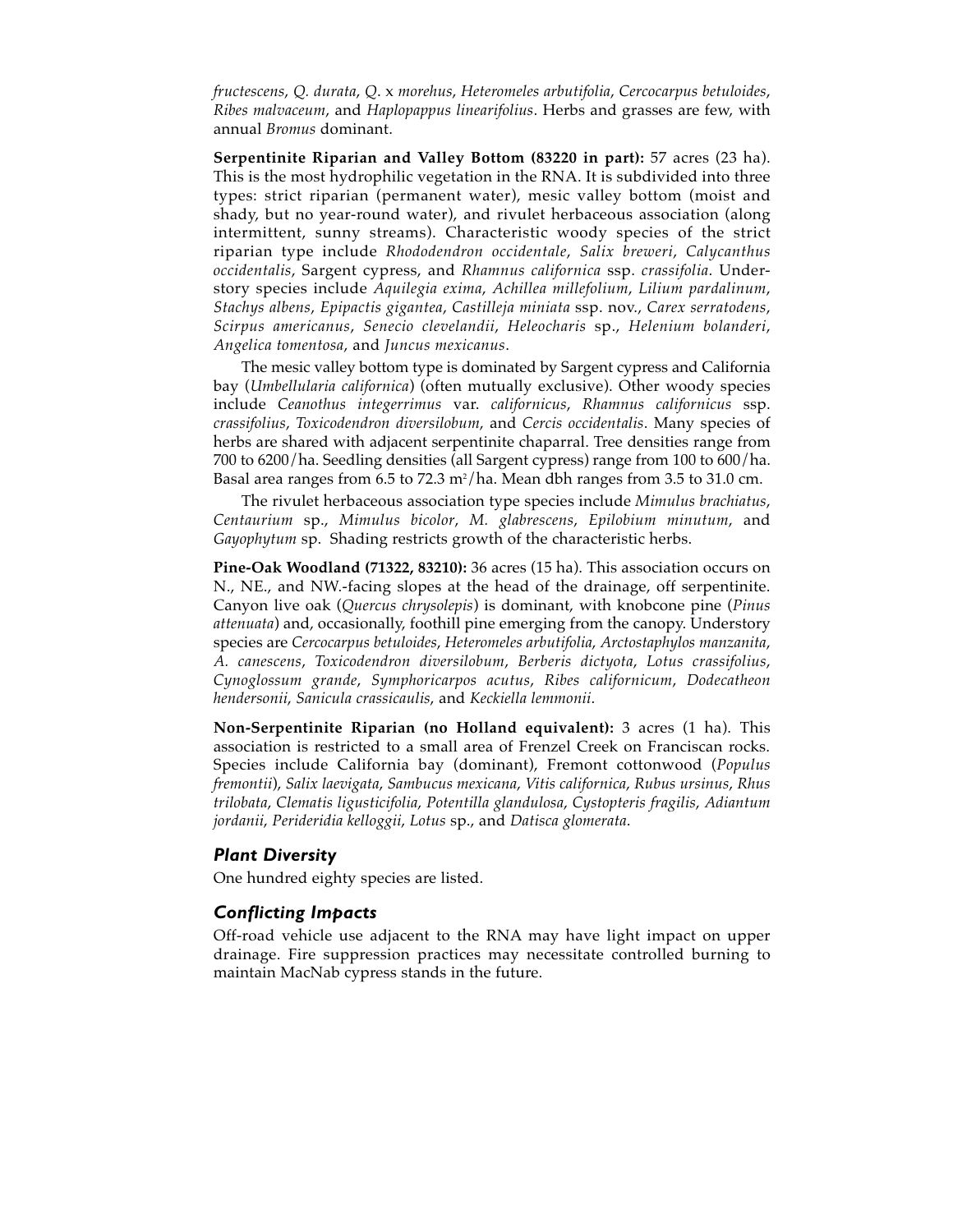*fructescens*, *Q. durata*, *Q.* x *morehus*, *Heteromeles arbutifolia*, *Cercocarpus betuloides*, *Ribes malvaceum*, and *Haplopappus linearifolius*. Herbs and grasses are few, with annual *Bromus* dominant.

**Serpentinite Riparian and Valley Bottom (83220 in part):** 57 acres (23 ha). This is the most hydrophilic vegetation in the RNA. It is subdivided into three types: strict riparian (permanent water), mesic valley bottom (moist and shady, but no year-round water), and rivulet herbaceous association (along intermittent, sunny streams). Characteristic woody species of the strict riparian type include *Rhododendron occidentale*, *Salix breweri*, *Calycanthus occidentalis*, Sargent cypress, and *Rhamnus californica* ssp. *crassifolia*. Understory species include *Aquilegia exima*, *Achillea millefolium*, *Lilium pardalinum*, *Stachys albens*, *Epipactis gigantea*, *Castilleja miniata* ssp. nov., *Carex serratodens*, *Scirpus americanus*, *Senecio clevelandii*, *Heleocharis* sp., *Helenium bolanderi*, *Angelica tomentosa*, and *Juncus mexicanus*.

The mesic valley bottom type is dominated by Sargent cypress and California bay (*Umbellularia californica*) (often mutually exclusive). Other woody species include *Ceanothus integerrimus* var. *californicus*, *Rhamnus californicus* ssp. *crassifolius*, *Toxicodendron diversilobum*, and *Cercis occidentalis*. Many species of herbs are shared with adjacent serpentinite chaparral. Tree densities range from 700 to 6200/ha. Seedling densities (all Sargent cypress) range from 100 to 600/ha. Basal area ranges from 6.5 to 72.3 $m^2$/ha. Mean dbh ranges from 3.5 to 31.0 cm.

The rivulet herbaceous association type species include *Mimulus brachiatus*, *Centaurium* sp., *Mimulus bicolor*, *M. glabrescens*, *Epilobium minutum*, and *Gayophytum* sp. Shading restricts growth of the characteristic herbs.

**Pine-Oak Woodland (71322, 83210):** 36 acres (15 ha). This association occurs on N., NE., and NW.-facing slopes at the head of the drainage, off serpentinite. Canyon live oak (*Quercus chrysolepis*) is dominant, with knobcone pine (*Pinus attenuata*) and, occasionally, foothill pine emerging from the canopy. Understory species are *Cercocarpus betuloides*, *Heteromeles arbutifolia*, *Arctostaphylos manzanita*, *A. canescens*, *Toxicodendron diversilobum*, *Berberis dictyota*, *Lotus crassifolius*, *Cynoglossum grande*, *Symphoricarpos acutus*, *Ribes californicum*, *Dodecatheon hendersonii*, *Sanicula crassicaulis*, and *Keckiella lemmonii*.

**Non-Serpentinite Riparian (no Holland equivalent):** 3 acres (1 ha). This association is restricted to a small area of Frenzel Creek on Franciscan rocks. Species include California bay (dominant), Fremont cottonwood (*Populus fremontii*), *Salix laevigata*, *Sambucus mexicana*, *Vitis californica*, *Rubus ursinus*, *Rhus trilobata*, *Clematis ligusticifolia*, *Potentilla glandulosa*, *Cystopteris fragilis*, *Adiantum jordanii*, *Perideridia kelloggii*, *Lotus* sp., and *Datisca glomerata*.

### *Plant Diversity*

One hundred eighty species are listed.

### *Conflicting Impacts*

Off-road vehicle use adjacent to the RNA may have light impact on upper drainage. Fire suppression practices may necessitate controlled burning to maintain MacNab cypress stands in the future.